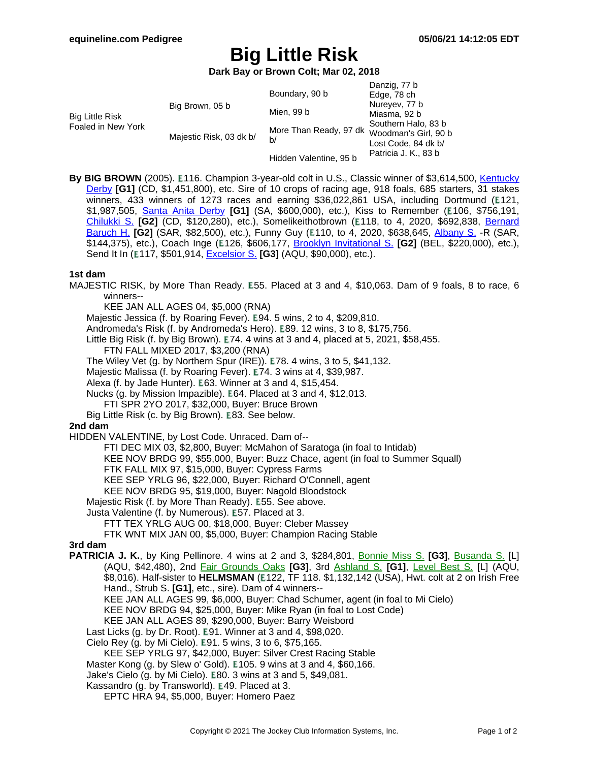# Big Little Risk

**Dark Bay or Brown Colt; Mar 02, 2018**

| | | | |
|---|---|---|---|
| Big Little Risk<br>Foaled in New York | Big Brown, 05 b | Boundary, 90 b | Danzig, 77 b |
| | | | Edge, 78 ch |
| | | Mien, 99 b | Nureyev, 77 b |
| | | | Miasma, 92 b |
| | Majestic Risk, 03 dk b/ | More Than Ready, 97 dk b/ | Southern Halo, 83 b |
| | | | Woodman's Girl, 90 b |
| | | Hidden Valentine, 95 b | Lost Code, 84 dk b/ |
| | | | Patricia J. K., 83 b |

**By BIG BROWN** (2005). E116. Champion 3-year-old colt in U.S., Classic winner of $3,614,500, Kentucky Derby **[G1]** (CD, $1,451,800), etc. Sire of 10 crops of racing age, 918 foals, 685 starters, 31 stakes winners, 433 winners of 1273 races and earning $36,022,861 USA, including Dortmund (E121, $1,987,505, Santa Anita Derby **[G1]** (SA, $600,000), etc.), Kiss to Remember (E106, $756,191, Chilukki S. **[G2]** (CD, $120,280), etc.), Somelikeithotbrown (E118, to 4, 2020, $692,838, Bernard Baruch H. **[G2]** (SAR, $82,500), etc.), Funny Guy (E110, to 4, 2020, $638,645, Albany S. -R (SAR, $144,375), etc.), Coach Inge (E126, $606,177, Brooklyn Invitational S. **[G2]** (BEL, $220,000), etc.), Send It In (E117, $501,914, Excelsior S. **[G3]** (AQU, $90,000), etc.).

**1st dam**

MAJESTIC RISK, by More Than Ready. E55. Placed at 3 and 4, $10,063. Dam of 9 foals, 8 to race, 6 winners--

KEE JAN ALL AGES 04, $5,000 (RNA)

Majestic Jessica (f. by Roaring Fever). E94. 5 wins, 2 to 4, $209,810.

Andromeda's Risk (f. by Andromeda's Hero). E89. 12 wins, 3 to 8, $175,756.

Little Big Risk (f. by Big Brown). E74. 4 wins at 3 and 4, placed at 5, 2021, $58,455.

FTN FALL MIXED 2017, $3,200 (RNA)

The Wiley Vet (g. by Northern Spur (IRE)). E78. 4 wins, 3 to 5, $41,132.

Majestic Malissa (f. by Roaring Fever). E74. 3 wins at 4, $39,987.

Alexa (f. by Jade Hunter). E63. Winner at 3 and 4, $15,454.

Nucks (g. by Mission Impazible). E64. Placed at 3 and 4, $12,013.

FTI SPR 2YO 2017, $32,000, Buyer: Bruce Brown

Big Little Risk (c. by Big Brown). E83. See below.

**2nd dam**

HIDDEN VALENTINE, by Lost Code. Unraced. Dam of--

FTI DEC MIX 03, $2,800, Buyer: McMahon of Saratoga (in foal to Intidab)

KEE NOV BRDG 99, $55,000, Buyer: Buzz Chace, agent (in foal to Summer Squall)

FTK FALL MIX 97, $15,000, Buyer: Cypress Farms

KEE SEP YRLG 96, $22,000, Buyer: Richard O'Connell, agent

KEE NOV BRDG 95, $19,000, Buyer: Nagold Bloodstock

Majestic Risk (f. by More Than Ready). E55. See above.

Justa Valentine (f. by Numerous). E57. Placed at 3.

FTT TEX YRLG AUG 00, $18,000, Buyer: Cleber Massey

FTK WNT MIX JAN 00, $5,000, Buyer: Champion Racing Stable

**3rd dam**

**PATRICIA J. K.**, by King Pellinore. 4 wins at 2 and 3, $284,801, Bonnie Miss S. **[G3]**, Busanda S. [L] (AQU, $42,480), 2nd Fair Grounds Oaks **[G3]**, 3rd Ashland S. **[G1]**, Level Best S. [L] (AQU, $8,016). Half-sister to **HELMSMAN** (E122, TF 118. $1,132,142 (USA), Hwt. colt at 2 on Irish Free Hand., Strub S. **[G1]**, etc., sire). Dam of 4 winners--

KEE JAN ALL AGES 99, $6,000, Buyer: Chad Schumer, agent (in foal to Mi Cielo)

KEE NOV BRDG 94, $25,000, Buyer: Mike Ryan (in foal to Lost Code)

KEE JAN ALL AGES 89, $290,000, Buyer: Barry Weisbord

Last Licks (g. by Dr. Root). E91. Winner at 3 and 4, $98,020.

Cielo Rey (g. by Mi Cielo). E91. 5 wins, 3 to 6, $75,165.

KEE SEP YRLG 97, $42,000, Buyer: Silver Crest Racing Stable

Master Kong (g. by Slew o' Gold). E105. 9 wins at 3 and 4, $60,166.

Jake's Cielo (g. by Mi Cielo). E80. 3 wins at 3 and 5, $49,081.

Kassandro (g. by Transworld). E49. Placed at 3.

EPTC HRA 94, $5,000, Buyer: Homero Paez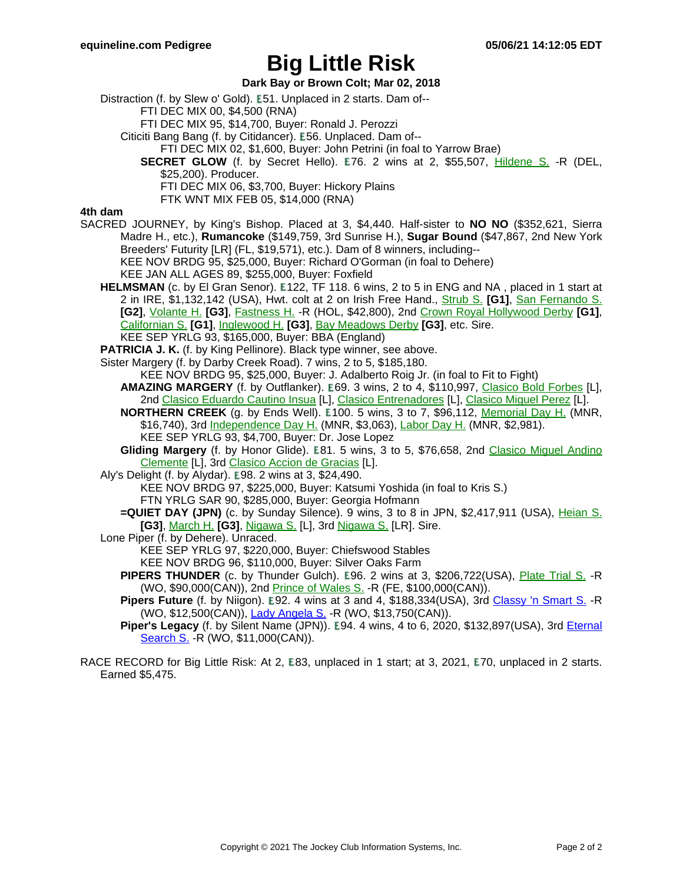# Big Little Risk

**Dark Bay or Brown Colt; Mar 02, 2018**

Distraction (f. by Slew o' Gold). E51. Unplaced in 2 starts. Dam of--

FTI DEC MIX 00, $4,500 (RNA)

FTI DEC MIX 95, $14,700, Buyer: Ronald J. Perozzi

Citiciti Bang Bang (f. by Citidancer). E56. Unplaced. Dam of--

FTI DEC MIX 02, $1,600, Buyer: John Petrini (in foal to Yarrow Brae)

**SECRET GLOW** (f. by Secret Hello). E76. 2 wins at 2, $55,507, Hildene S. -R (DEL, $25,200). Producer.

FTI DEC MIX 06, $3,700, Buyer: Hickory Plains

FTK WNT MIX FEB 05, $14,000 (RNA)

**4th dam**

SACRED JOURNEY, by King's Bishop. Placed at 3, $4,440. Half-sister to **NO NO** ($352,621, Sierra Madre H., etc.), **Rumancoke** ($149,759, 3rd Sunrise H.), **Sugar Bound** ($47,867, 2nd New York Breeders' Futurity [LR] (FL, $19,571), etc.). Dam of 8 winners, including--

KEE NOV BRDG 95, $25,000, Buyer: Richard O'Gorman (in foal to Dehere)

KEE JAN ALL AGES 89, $255,000, Buyer: Foxfield

**HELMSMAN** (c. by El Gran Senor). E122, TF 118. 6 wins, 2 to 5 in ENG and NA , placed in 1 start at 2 in IRE, $1,132,142 (USA), Hwt. colt at 2 on Irish Free Hand., Strub S. **[G1]**, San Fernando S. **[G2]**, Volante H. **[G3]**, Fastness H. -R (HOL, $42,800), 2nd Crown Royal Hollywood Derby **[G1]**, Californian S. **[G1]**, Inglewood H. **[G3]**, Bay Meadows Derby **[G3]**, etc. Sire.

KEE SEP YRLG 93, $165,000, Buyer: BBA (England)

**PATRICIA J. K.** (f. by King Pellinore). Black type winner, see above.

Sister Margery (f. by Darby Creek Road). 7 wins, 2 to 5, $185,180.

KEE NOV BRDG 95, $25,000, Buyer: J. Adalberto Roig Jr. (in foal to Fit to Fight)

**AMAZING MARGERY** (f. by Outflanker). E69. 3 wins, 2 to 4, $110,997, Clasico Bold Forbes [L], 2nd Clasico Eduardo Cautino Insua [L], Clasico Entrenadores [L], Clasico Miguel Perez [L].

**NORTHERN CREEK** (g. by Ends Well). E100. 5 wins, 3 to 7, $96,112, Memorial Day H. (MNR, $16,740), 3rd Independence Day H. (MNR, $3,063), Labor Day H. (MNR, $2,981).

KEE SEP YRLG 93, $4,700, Buyer: Dr. Jose Lopez

**Gliding Margery** (f. by Honor Glide). E81. 5 wins, 3 to 5, $76,658, 2nd Clasico Miguel Andino Clemente [L], 3rd Clasico Accion de Gracias [L].

Aly's Delight (f. by Alydar). E98. 2 wins at 3, $24,490.

KEE NOV BRDG 97, $225,000, Buyer: Katsumi Yoshida (in foal to Kris S.)

FTN YRLG SAR 90, $285,000, Buyer: Georgia Hofmann

**=QUIET DAY (JPN)** (c. by Sunday Silence). 9 wins, 3 to 8 in JPN, $2,417,911 (USA), Heian S. **[G3]**, March H. **[G3]**, Nigawa S. [L], 3rd Nigawa S. [LR]. Sire.

Lone Piper (f. by Dehere). Unraced.

KEE SEP YRLG 97, $220,000, Buyer: Chiefswood Stables

KEE NOV BRDG 96, $110,000, Buyer: Silver Oaks Farm

**PIPERS THUNDER** (c. by Thunder Gulch). E96. 2 wins at 3, $206,722(USA), Plate Trial S. -R (WO, $90,000(CAN)), 2nd Prince of Wales S. -R (FE, $100,000(CAN)).

**Pipers Future** (f. by Niigon). E92. 4 wins at 3 and 4, $188,334(USA), 3rd Classy 'n Smart S. -R (WO, $12,500(CAN)), Lady Angela S. -R (WO, $13,750(CAN)).

**Piper's Legacy** (f. by Silent Name (JPN)). E94. 4 wins, 4 to 6, 2020, $132,897(USA), 3rd Eternal Search S. -R (WO, $11,000(CAN)).

RACE RECORD for Big Little Risk: At 2, E83, unplaced in 1 start; at 3, 2021, E70, unplaced in 2 starts. Earned $5,475.